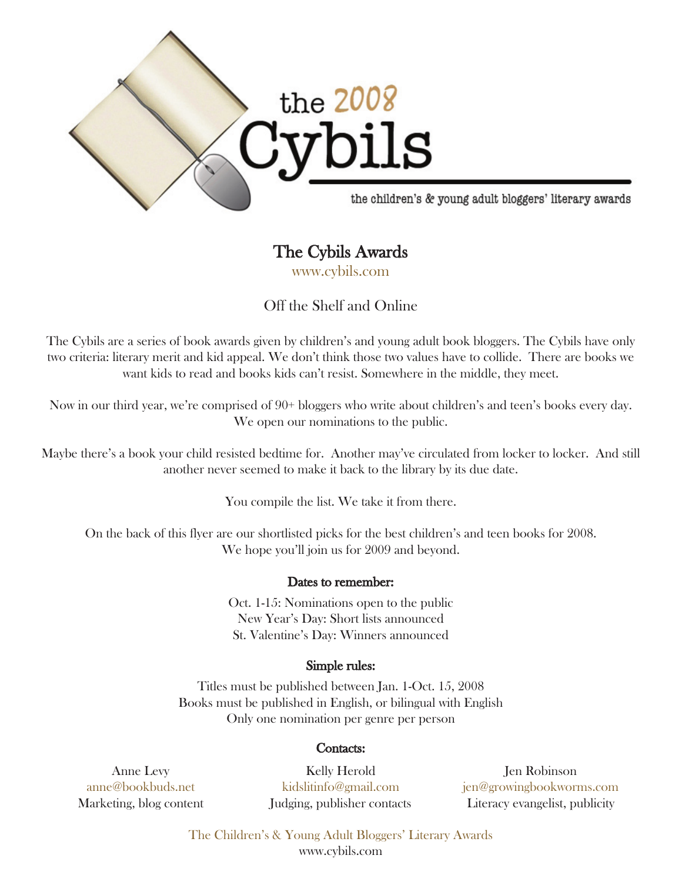the 2008 Cybils

the children's & young adult bloggers' literary awards

# The Cybils Awards

www.cybils.com

## Off the Shelf and Online

The Cybils are a series of book awards given by children's and young adult book bloggers. The Cybils have only two criteria: literary merit and kid appeal. We don't think those two values have to collide. There are books we want kids to read and books kids can't resist. Somewhere in the middle, they meet.

Now in our third year, we're comprised of 90+ bloggers who write about children's and teen's books every day. We open our nominations to the public.

Maybe there's a book your child resisted bedtime for. Another may've circulated from locker to locker. And still another never seemed to make it back to the library by its due date.

You compile the list. We take it from there.

On the back of this flyer are our shortlisted picks for the best children's and teen books for 2008. We hope you'll join us for 2009 and beyond.

### Dates to remember:

Oct. 1-15: Nominations open to the public
New Year's Day: Short lists announced
St. Valentine's Day: Winners announced

### Simple rules:

Titles must be published between Jan. 1-Oct. 15, 2008
Books must be published in English, or bilingual with English
Only one nomination per genre per person

### Contacts:

Anne Levy
anne@bookbuds.net
Marketing, blog content

Kelly Herold
kidslitinfo@gmail.com
Judging, publisher contacts

Jen Robinson
jen@growingbookworms.com
Literacy evangelist, publicity

The Children's & Young Adult Bloggers' Literary Awards
www.cybils.com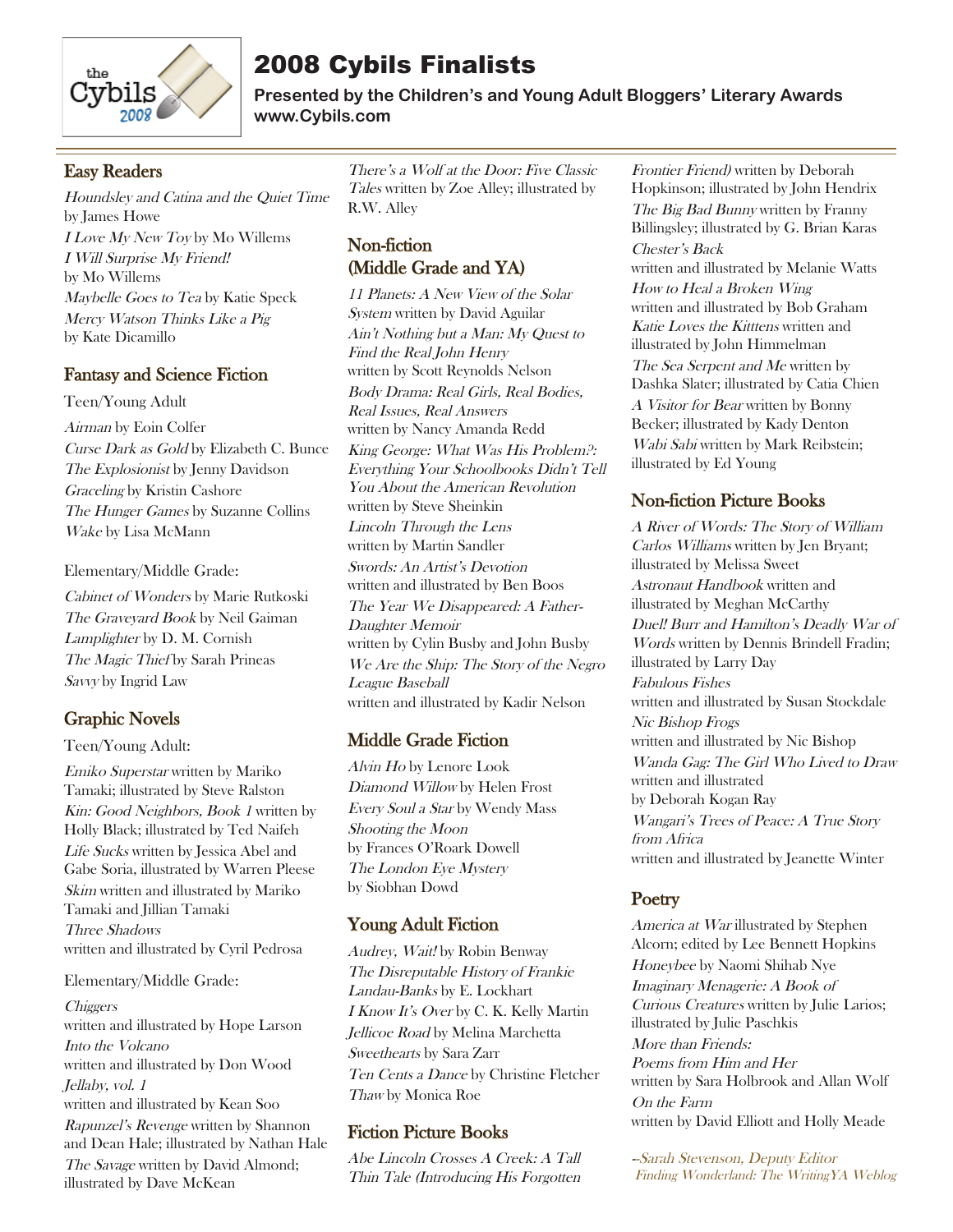# 2008 Cybils Finalists

**Presented by the Children's and Young Adult Bloggers' Literary Awards**
**www.Cybils.com**

## Easy Readers

*Houndsley and Catina and the Quiet Time* by James Howe
*I Love My New Toy* by Mo Willems
*I Will Surprise My Friend!* by Mo Willems
*Maybelle Goes to Tea* by Katie Speck
*Mercy Watson Thinks Like a Pig* by Kate Dicamillo

## Fantasy and Science Fiction

Teen/Young Adult

*Airman* by Eoin Colfer
*Curse Dark as Gold* by Elizabeth C. Bunce
*The Explosionist* by Jenny Davidson
*Graceling* by Kristin Cashore
*The Hunger Games* by Suzanne Collins
*Wake* by Lisa McMann

Elementary/Middle Grade:

*Cabinet of Wonders* by Marie Rutkoski
*The Graveyard Book* by Neil Gaiman
*Lamplighter* by D. M. Cornish
*The Magic Thief* by Sarah Prineas
*Savvy* by Ingrid Law

## Graphic Novels

Teen/Young Adult:

*Emiko Superstar* written by Mariko Tamaki; illustrated by Steve Ralston
*Kin: Good Neighbors, Book 1* written by Holly Black; illustrated by Ted Naifeh
*Life Sucks* written by Jessica Abel and Gabe Soria, illustrated by Warren Pleese
*Skim* written and illustrated by Mariko Tamaki and Jillian Tamaki
*Three Shadows* written and illustrated by Cyril Pedrosa

Elementary/Middle Grade:

*Chiggers* written and illustrated by Hope Larson
*Into the Volcano* written and illustrated by Don Wood
*Jellaby, vol. 1* written and illustrated by Kean Soo
*Rapunzel's Revenge* written by Shannon and Dean Hale; illustrated by Nathan Hale
*The Savage* written by David Almond; illustrated by Dave McKean
*There's a Wolf at the Door: Five Classic Tales* written by Zoe Alley; illustrated by R.W. Alley

## Non-fiction (Middle Grade and YA)

*11 Planets: A New View of the Solar System* written by David Aguilar
*Ain't Nothing but a Man: My Quest to Find the Real John Henry* written by Scott Reynolds Nelson
*Body Drama: Real Girls, Real Bodies, Real Issues, Real Answers* written by Nancy Amanda Redd
*King George: What Was His Problem?: Everything Your Schoolbooks Didn't Tell You About the American Revolution* written by Steve Sheinkin
*Lincoln Through the Lens* written by Martin Sandler
*Swords: An Artist's Devotion* written and illustrated by Ben Boos
*The Year We Disappeared: A Father-Daughter Memoir* written by Cylin Busby and John Busby
*We Are the Ship: The Story of the Negro League Baseball* written and illustrated by Kadir Nelson

## Middle Grade Fiction

*Alvin Ho* by Lenore Look
*Diamond Willow* by Helen Frost
*Every Soul a Star* by Wendy Mass
*Shooting the Moon* by Frances O'Roark Dowell
*The London Eye Mystery* by Siobhan Dowd

## Young Adult Fiction

*Audrey, Wait!* by Robin Benway
*The Disreputable History of Frankie Landau-Banks* by E. Lockhart
*I Know It's Over* by C. K. Kelly Martin
*Jellicoe Road* by Melina Marchetta
*Sweethearts* by Sara Zarr
*Ten Cents a Dance* by Christine Fletcher
*Thaw* by Monica Roe

## Fiction Picture Books

*Abe Lincoln Crosses A Creek: A Tall Thin Tale (Introducing His Forgotten Frontier Friend)* written by Deborah Hopkinson; illustrated by John Hendrix
*The Big Bad Bunny* written by Franny Billingsley; illustrated by G. Brian Karas
*Chester's Back* written and illustrated by Melanie Watts
*How to Heal a Broken Wing* written and illustrated by Bob Graham
*Katie Loves the Kittens* written and illustrated by John Himmelman
*The Sea Serpent and Me* written by Dashka Slater; illustrated by Catia Chien
*A Visitor for Bear* written by Bonny Becker; illustrated by Kady Denton
*Wabi Sabi* written by Mark Reibstein; illustrated by Ed Young

## Non-fiction Picture Books

*A River of Words: The Story of William Carlos Williams* written by Jen Bryant; illustrated by Melissa Sweet
*Astronaut Handbook* written and illustrated by Meghan McCarthy
*Duel! Burr and Hamilton's Deadly War of Words* written by Dennis Brindell Fradin; illustrated by Larry Day
*Fabulous Fishes* written and illustrated by Susan Stockdale
*Nic Bishop Frogs* written and illustrated by Nic Bishop
*Wanda Gag: The Girl Who Lived to Draw* written and illustrated by Deborah Kogan Ray
*Wangari's Trees of Peace: A True Story from Africa* written and illustrated by Jeanette Winter

## Poetry

*America at War* illustrated by Stephen Alcorn; edited by Lee Bennett Hopkins
*Honeybee* by Naomi Shihab Nye
*Imaginary Menagerie: A Book of Curious Creatures* written by Julie Larios; illustrated by Julie Paschkis
*More than Friends: Poems from Him and Her* written by Sara Holbrook and Allan Wolf
*On the Farm* written by David Elliott and Holly Meade

--*Sarah Stevenson, Deputy Editor*
*Finding Wonderland: The WritingYA Weblog*